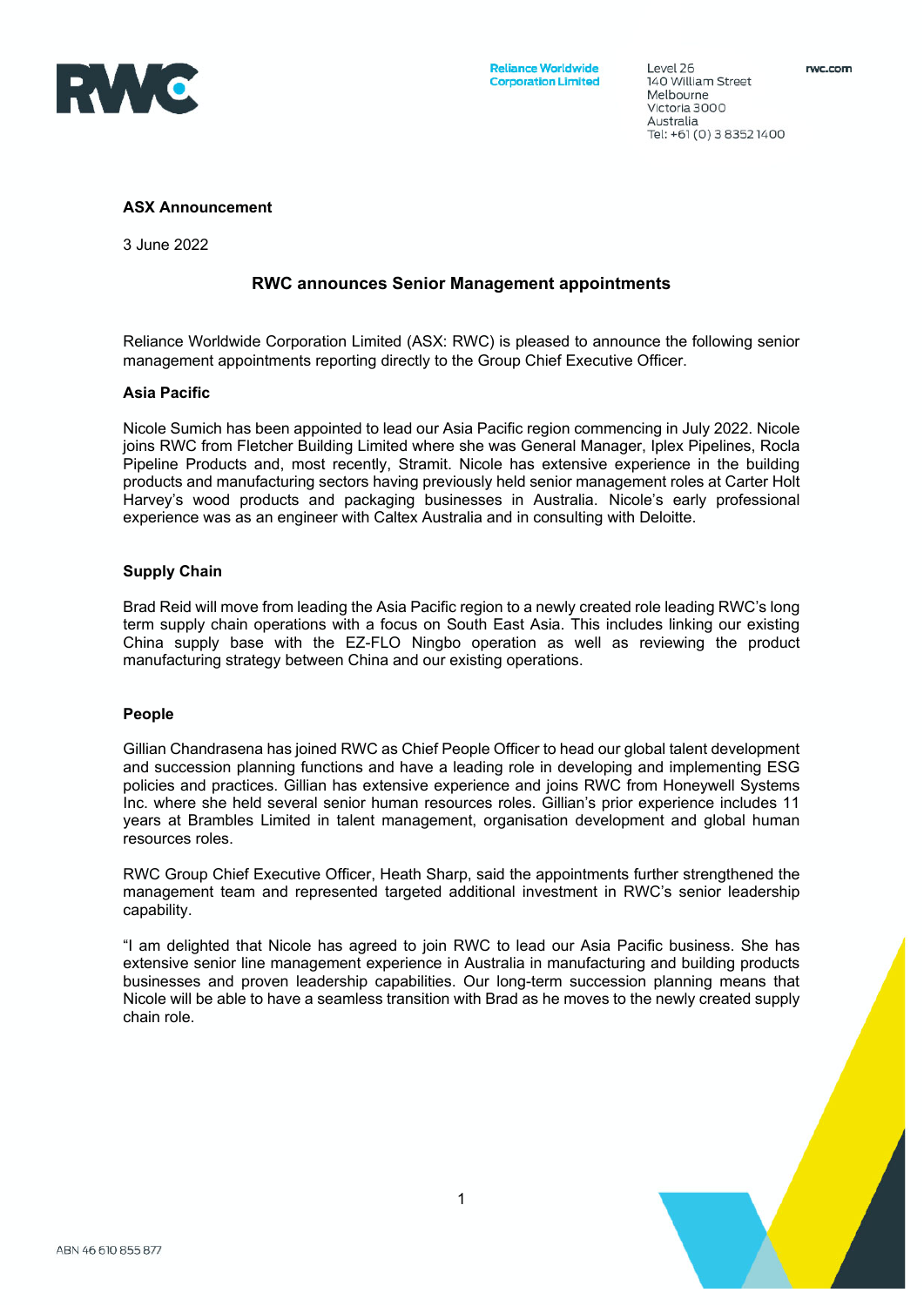**ASX Announcement**

3 June 2022

# RWC announces Senior Management appointments

Reliance Worldwide Corporation Limited (ASX: RWC) is pleased to announce the following senior management appointments reporting directly to the Group Chief Executive Officer.

## Asia Pacific

Nicole Sumich has been appointed to lead our Asia Pacific region commencing in July 2022. Nicole joins RWC from Fletcher Building Limited where she was General Manager, Iplex Pipelines, Rocla Pipeline Products and, most recently, Stramit. Nicole has extensive experience in the building products and manufacturing sectors having previously held senior management roles at Carter Holt Harvey's wood products and packaging businesses in Australia. Nicole's early professional experience was as an engineer with Caltex Australia and in consulting with Deloitte.

## Supply Chain

Brad Reid will move from leading the Asia Pacific region to a newly created role leading RWC's long term supply chain operations with a focus on South East Asia. This includes linking our existing China supply base with the EZ-FLO Ningbo operation as well as reviewing the product manufacturing strategy between China and our existing operations.

## People

Gillian Chandrasena has joined RWC as Chief People Officer to head our global talent development and succession planning functions and have a leading role in developing and implementing ESG policies and practices. Gillian has extensive experience and joins RWC from Honeywell Systems Inc. where she held several senior human resources roles. Gillian's prior experience includes 11 years at Brambles Limited in talent management, organisation development and global human resources roles.

RWC Group Chief Executive Officer, Heath Sharp, said the appointments further strengthened the management team and represented targeted additional investment in RWC's senior leadership capability.

"I am delighted that Nicole has agreed to join RWC to lead our Asia Pacific business. She has extensive senior line management experience in Australia in manufacturing and building products businesses and proven leadership capabilities. Our long-term succession planning means that Nicole will be able to have a seamless transition with Brad as he moves to the newly created supply chain role.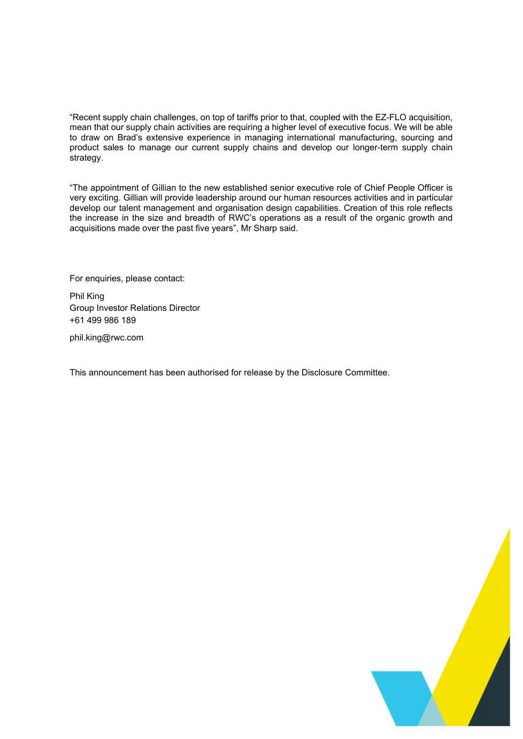"Recent supply chain challenges, on top of tariffs prior to that, coupled with the EZ-FLO acquisition, mean that our supply chain activities are requiring a higher level of executive focus. We will be able to draw on Brad's extensive experience in managing international manufacturing, sourcing and product sales to manage our current supply chains and develop our longer-term supply chain strategy.

"The appointment of Gillian to the new established senior executive role of Chief People Officer is very exciting. Gillian will provide leadership around our human resources activities and in particular develop our talent management and organisation design capabilities. Creation of this role reflects the increase in the size and breadth of RWC's operations as a result of the organic growth and acquisitions made over the past five years", Mr Sharp said.

For enquiries, please contact:

Phil King
Group Investor Relations Director
+61 499 986 189

phil.king@rwc.com

This announcement has been authorised for release by the Disclosure Committee.